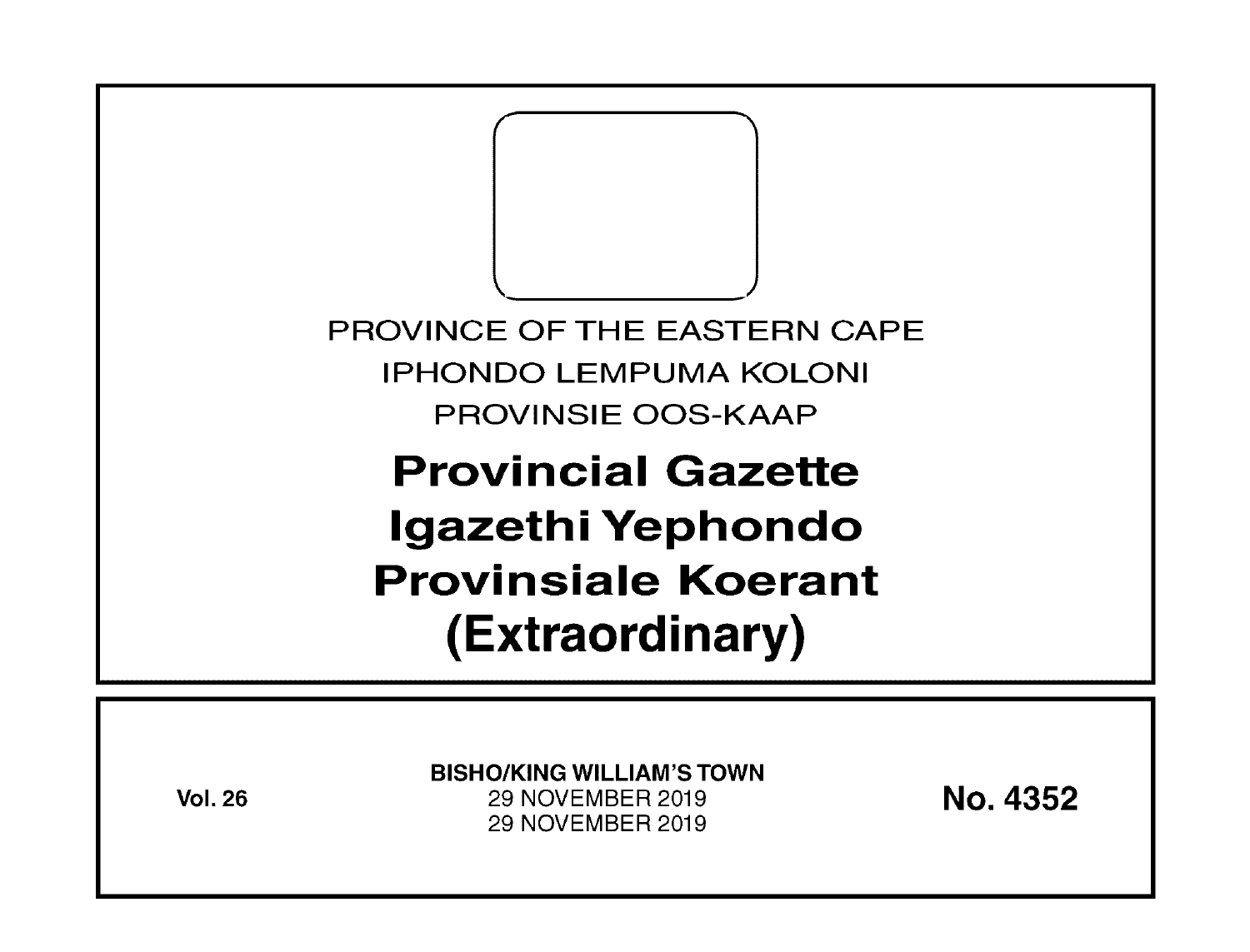PROVINCE OF THE EASTERN CAPE

IPHONDO LEMPUMA KOLONI

PROVINSIE OOS-KAAP

# Provincial Gazette
# Igazethi Yephondo
# Provinsiale Koerant
# (Extraordinary)

**Vol. 26**

**BISHO/KING WILLIAM'S TOWN**
29 NOVEMBER 2019
29 NOVEMBER 2019

**No. 4352**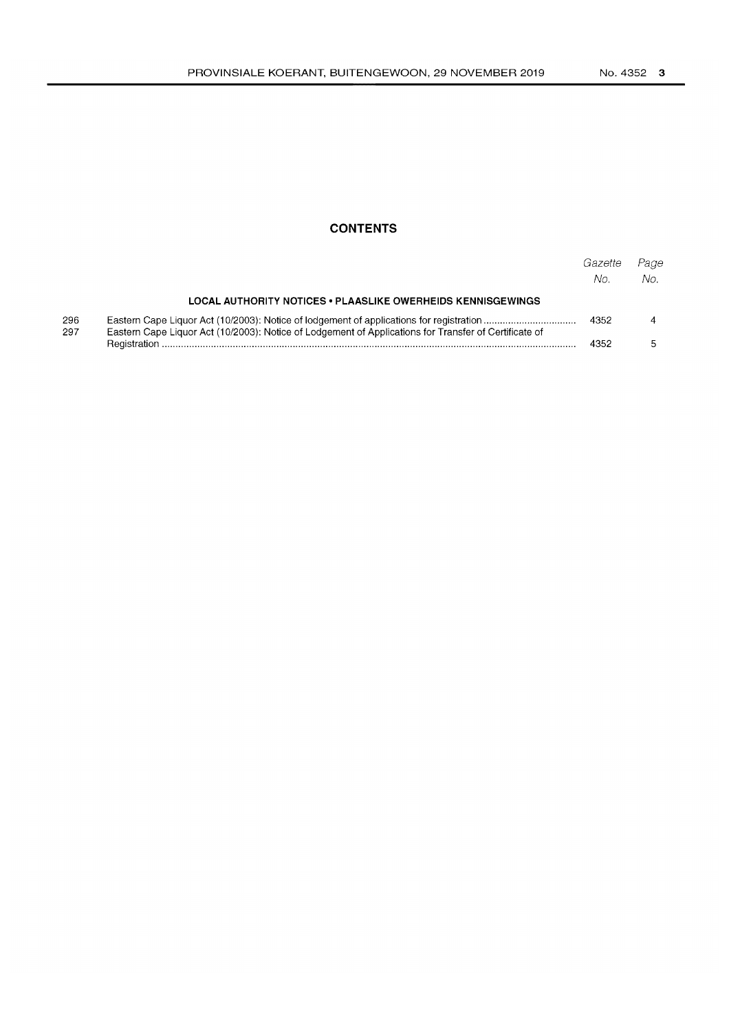## CONTENTS

| | | Gazette No. | Page No. |
|---|---|---|---|
| | **LOCAL AUTHORITY NOTICES • PLAASLIKE OWERHEIDS KENNISGEWINGS** | | |
| 296 | Eastern Cape Liquor Act (10/2003): Notice of lodgement of applications for registration | 4352 | 4 |
| 297 | Eastern Cape Liquor Act (10/2003): Notice of Lodgement of Applications for Transfer of Certificate of Registration | 4352 | 5 |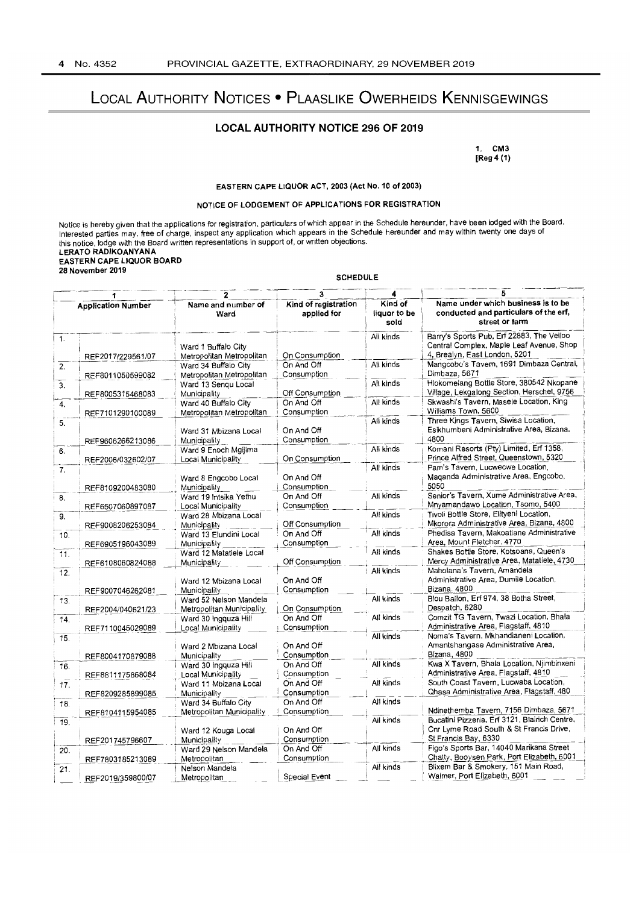# LOCAL AUTHORITY NOTICES • PLAASLIKE OWERHEIDS KENNISGEWINGS

## LOCAL AUTHORITY NOTICE 296 OF 2019

**1. CM3**
**[Reg 4 (1)]**

**EASTERN CAPE LIQUOR ACT, 2003 (Act No. 10 of 2003)**

**NOTICE OF LODGEMENT OF APPLICATIONS FOR REGISTRATION**

Notice is hereby given that the applications for registration, particulars of which appear in the Schedule hereunder, have been lodged with the Board. Interested parties may, free of charge, inspect any application which appears in the Schedule hereunder and may within twenty one days of this notice, lodge with the Board written representations in support of, or written objections.

**LERATO RADIKOANYANA**
**EASTERN CAPE LIQUOR BOARD**
**28 November 2019**

**SCHEDULE**

| | 1 | 2 | 3 | 4 | 5 |
|---|---|---|---|---|---|
| | Application Number | Name and number of Ward | Kind of registration applied for | Kind of liquor to be sold | Name under which business is to be conducted and particulars of the erf, street or farm |
| 1. | REF2017/229561/07 | Ward 1 Buffalo City Metropolitan Metropolitan | On Consumption | All kinds | Barry's Sports Pub, Erf 22883, The Velloo Central Complex, Maple Leaf Avenue, Shop 4, Brealyn, East London, 5201 |
| 2. | REF8011050599082 | Ward 34 Buffalo City Metropolitan Metropolitan | On And Off Consumption | All kinds | Mangcobo's Tavern, 1691 Dimbaza Central, Dimbaza, 5671 |
| 3. | REF8005315468083 | Ward 13 Senqu Local Municipality | Off Consumption | All kinds | Hlokomelang Bottle Store, 380542 Nkopane Village, Lekgalong Section, Herschel, 9756 |
| 4. | REF7101290100089 | Ward 40 Buffalo City Metropolitan Metropolitan | On And Off Consumption | All kinds | Skwashi's Tavern, Masele Location, King Williams Town, 5600 |
| 5. | REF9606266213086 | Ward 31 Mbizana Local Municipality | On And Off Consumption | All kinds | Three Kings Tavern, Siwisa Location, Esikhumbeni Administrative Area, Bizana, 4800 |
| 6. | REF2006/032602/07 | Ward 9 Enoch Mgijima Local Municipality | On Consumption | All kinds | Komani Resorts (Pty) Limited, Erf 1358, Prince Alfred Street, Queenstown, 5320 |
| 7. | REF8109200483080 | Ward 8 Engcobo Local Municipality | On And Off Consumption | All kinds | Pam's Tavern, Lucwecwe Location, Maqanda Administrative Area, Engcobo, 5050 |
| 8. | REF6507060897087 | Ward 19 Intsika Yethu Local Municipality | On And Off Consumption | All kinds | Senior's Tavern, Xume Administrative Area, Mnyamandawo Location, Tsomo, 5400 |
| 9. | REF9008206253084 | Ward 28 Mbizana Local Municipality | Off Consumption | All kinds | Tivoli Bottle Store, Elityeni Location, Mkorora Administrative Area, Bizana, 4800 |
| 10. | REF6905196043089 | Ward 13 Elundini Local Municipality | On And Off Consumption | All kinds | Phedisa Tavern, Makoatlane Administrative Area, Mount Fletcher, 4770 |
| 11. | REF6108060824088 | Ward 12 Matatiele Local Municipality | Off Consumption | All kinds | Shakes Bottle Store, Kotsoana, Queen's Mercy Administrative Area, Matatiele, 4730 |
| 12. | REF9007046262081 | Ward 12 Mbizana Local Municipality | On And Off Consumption | All kinds | Maholana's Tavern, Amandela Administrative Area, Dumile Location, Bizana, 4800 |
| 13. | REF2004/040621/23 | Ward 52 Nelson Mandela Metropolitan Municipality | On Consumption | All kinds | Blou Ballon, Erf 974, 38 Botha Street, Despatch, 6280 |
| 14. | REF7110045029089 | Ward 30 Ingquza Hill Local Municipality | On And Off Consumption | All kinds | Comzit TG Tavern, Twazi Location, Bhala Administrative Area, Flagstaff, 4810 |
| 15. | REF8004170879088 | Ward 2 Mbizana Local Municipality | On And Off Consumption | All kinds | Noma's Tavern, Mkhandlaneni Location, Amantshangase Administrative Area, Bizana, 4800 |
| 16. | REF8811175868084 | Ward 30 Ingquza Hill Local Municipality | On And Off Consumption | All kinds | Kwa X Tavern, Bhala Location, Njimbinxeni Administrative Area, Flagstaff, 4810 |
| 17. | REF8209285899085 | Ward 11 Mbizana Local Municipality | On And Off Consumption | All kinds | South Coast Tavern, Lucwaba Location, Qhasa Administrative Area, Flagstaff, 480 |
| 18. | REF8104115954085 | Ward 34 Buffalo City Metropolitan Municipality | On And Off Consumption | All kinds | Ndinethemba Tavern, 7156 Dimbaza, 5671 |
| 19. | REF201745796607 | Ward 12 Kouga Local Municipality | On And Off Consumption | All kinds | Bucatini Pizzeria, Erf 3121, Blairich Centre, Cnr Lyme Road South & St Francis Drive, St Francis Bay, 6330 |
| 20. | REF7803185213089 | Ward 29 Nelson Mandela Metropolitan | On And Off Consumption | All kinds | Figo's Sports Bar, 14040 Marikana Street Chatty, Booysen Park, Port Elizabeth, 6001 |
| 21. | REF2019/359800/07 | Nelson Mandela Metropolitan | Special Event | All kinds | Blixem Bar & Smokery, 151 Main Road, Walmer, Port Elizabeth, 6001 |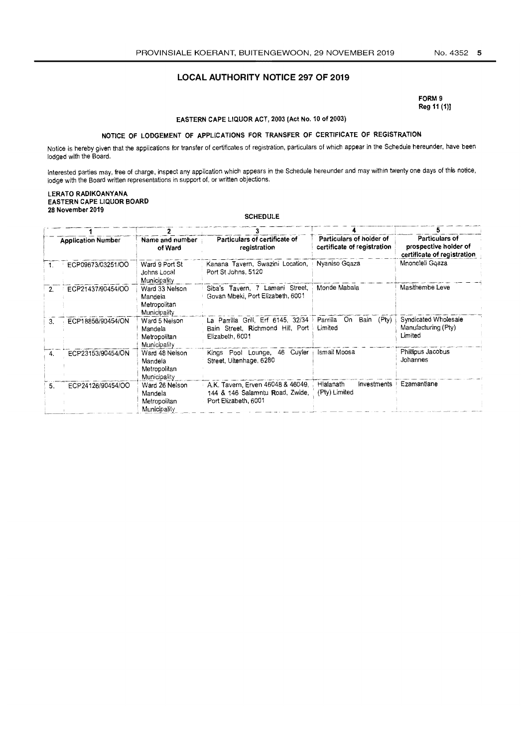# LOCAL AUTHORITY NOTICE 297 OF 2019

**FORM 9**
**Reg 11 (1)]**

**EASTERN CAPE LIQUOR ACT, 2003 (Act No. 10 of 2003)**

## NOTICE OF LODGEMENT OF APPLICATIONS FOR TRANSFER OF CERTIFICATE OF REGISTRATION

Notice is hereby given that the applications for transfer of certificates of registration, particulars of which appear in the Schedule hereunder, have been lodged with the Board.

Interested parties may, free of charge, inspect any application which appears in the Schedule hereunder and may within twenty one days of this notice, lodge with the Board written representations in support of, or written objections.

**LERATO RADIKOANYANA**
**EASTERN CAPE LIQUOR BOARD**
**28 November 2019**

**SCHEDULE**

| 1 | | 2 | 3 | 4 | 5 |
|---|---|---|---|---|---|
| **Application Number** | | **Name and number of Ward** | **Particulars of certificate of registration** | **Particulars of holder of certificate of registration** | **Particulars of prospective holder of certificate of registration** |
| 1. | ECP09673/03251/OO | Ward 9 Port St Johns Local Municipality | Kanana Tavern, Swazini Location, Port St Johns, 5120 | Nyaniso Gqaza | Mnoneleli Gqaza |
| 2. | ECP21437/90454/OO | Ward 33 Nelson Mandela Metropolitan Municipality | Siba's Tavern, 7 Lamani Street, Govan Mbeki, Port Elizabeth, 6001 | Monde Mabala | Masithembe Leve |
| 3. | ECP18856/90454/ON | Ward 5 Nelson Mandela Metropolitan Municipality | La Parrilla Grill, Erf 6145, 32/34 Bain Street, Richmond Hill, Port Elizabeth, 6001 | Parrilla On Bain (Pty) Limited | Syndicated Wholesale Manufacturing (Pty) Limited |
| 4. | ECP23153/90454/ON | Ward 48 Nelson Mandela Metropolitan Municipality | Kings Pool Lounge, 46 Cuyler Street, Uitenhage, 6280 | Ismail Moosa | Phillipus Jacobus Johannes |
| 5. | ECP24126/90454/OO | Ward 26 Nelson Mandela Metropolitan Municipality | A.K. Tavern, Erven 46048 & 46049, 144 & 146 Salamntu Road, Zwide, Port Elizabeth, 6001 | Hlalanath Investments (Pty) Limited | Ezamantlane |